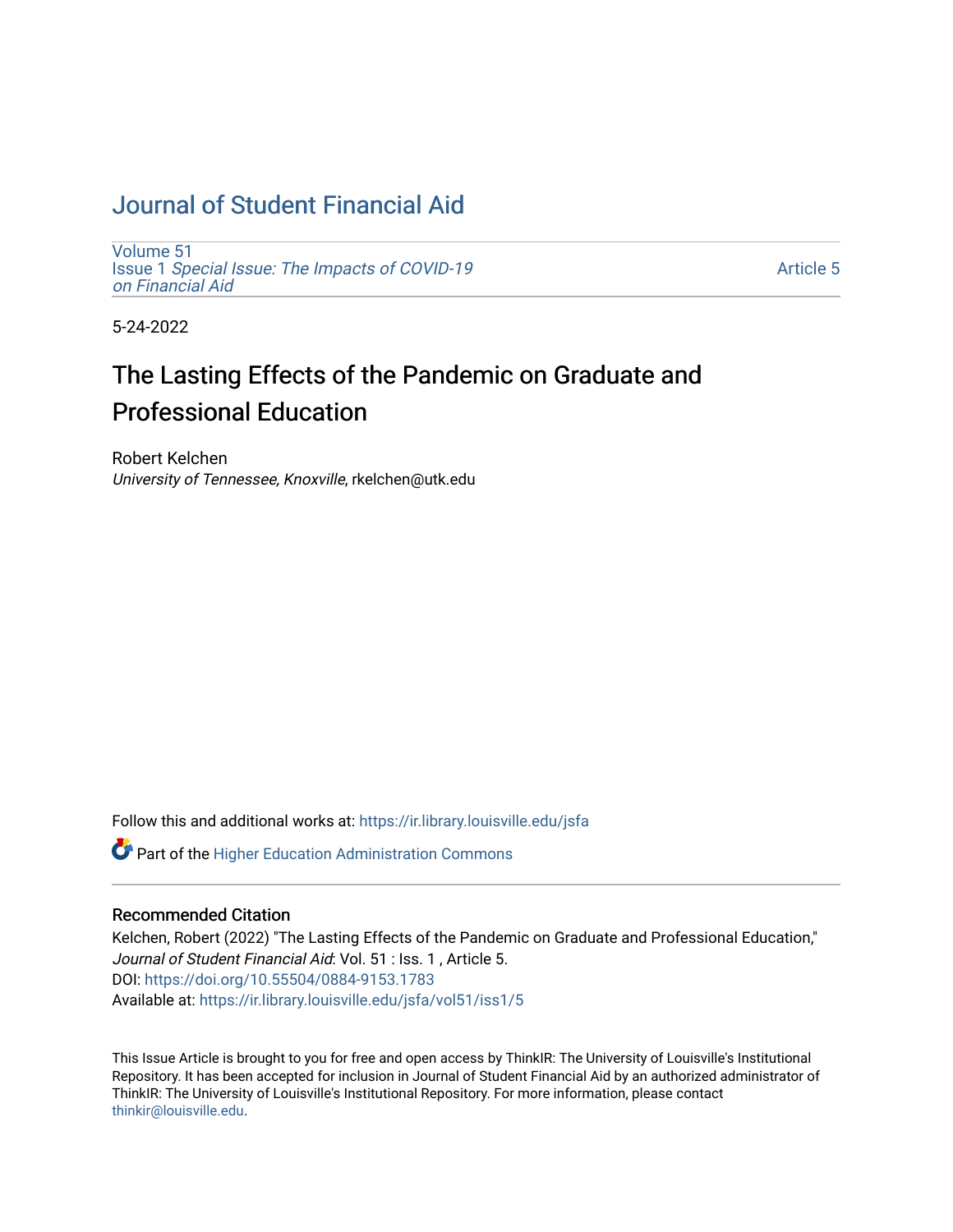# Journal of Student Financial Aid

Volume 51
Issue 1 *Special Issue: The Impacts of COVID-19 on Financial Aid*

Article 5

5-24-2022

## The Lasting Effects of the Pandemic on Graduate and Professional Education

Robert Kelchen
*University of Tennessee, Knoxville*, rkelchen@utk.edu

Follow this and additional works at: https://ir.library.louisville.edu/jsfa

Part of the Higher Education Administration Commons

### Recommended Citation

Kelchen, Robert (2022) "The Lasting Effects of the Pandemic on Graduate and Professional Education," *Journal of Student Financial Aid*: Vol. 51 : Iss. 1 , Article 5.
DOI: https://doi.org/10.55504/0884-9153.1783
Available at: https://ir.library.louisville.edu/jsfa/vol51/iss1/5

This Issue Article is brought to you for free and open access by ThinkIR: The University of Louisville's Institutional Repository. It has been accepted for inclusion in Journal of Student Financial Aid by an authorized administrator of ThinkIR: The University of Louisville's Institutional Repository. For more information, please contact thinkir@louisville.edu.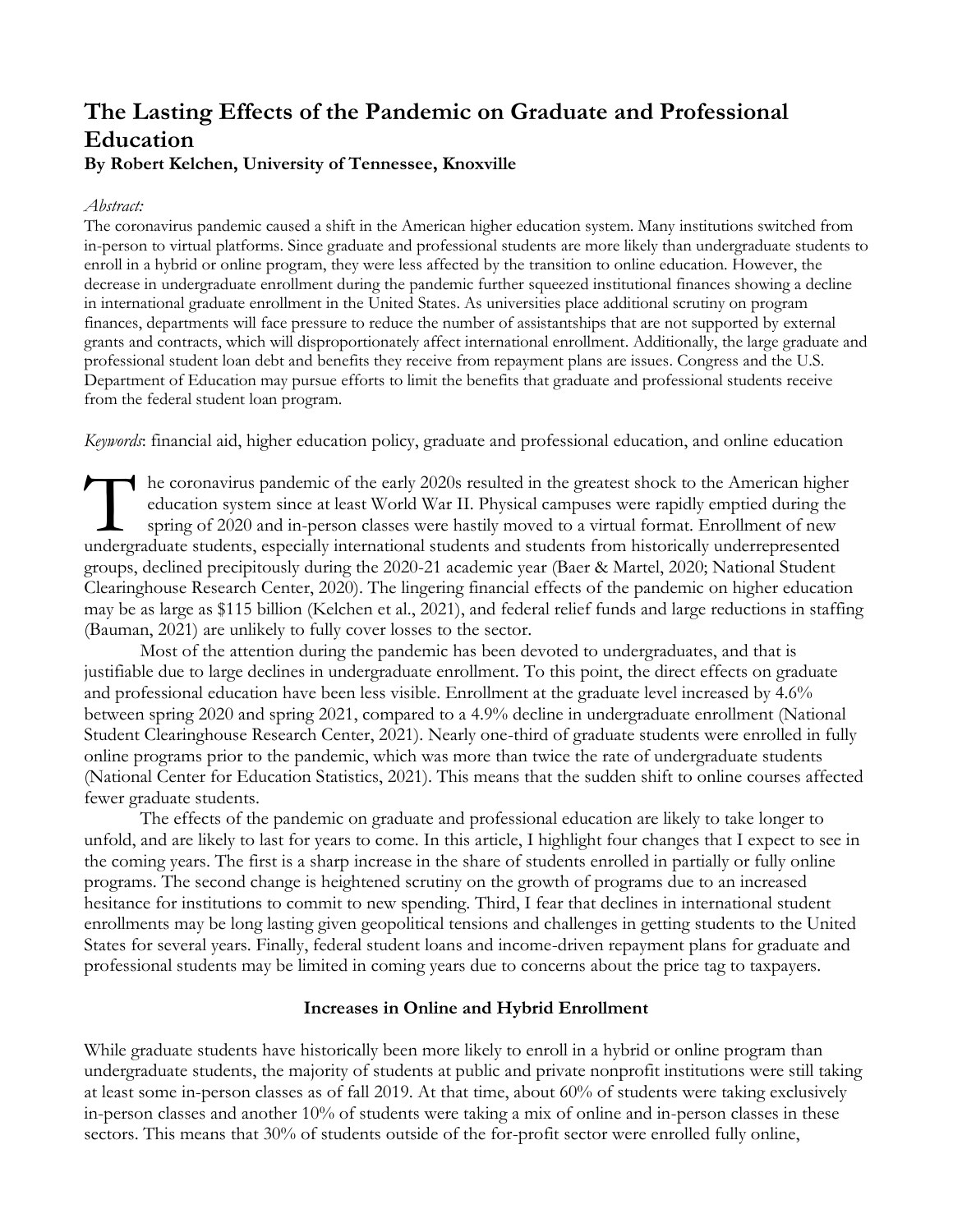# The Lasting Effects of the Pandemic on Graduate and Professional Education

**By Robert Kelchen, University of Tennessee, Knoxville**

*Abstract:*

The coronavirus pandemic caused a shift in the American higher education system. Many institutions switched from in-person to virtual platforms. Since graduate and professional students are more likely than undergraduate students to enroll in a hybrid or online program, they were less affected by the transition to online education. However, the decrease in undergraduate enrollment during the pandemic further squeezed institutional finances showing a decline in international graduate enrollment in the United States. As universities place additional scrutiny on program finances, departments will face pressure to reduce the number of assistantships that are not supported by external grants and contracts, which will disproportionately affect international enrollment. Additionally, the large graduate and professional student loan debt and benefits they receive from repayment plans are issues. Congress and the U.S. Department of Education may pursue efforts to limit the benefits that graduate and professional students receive from the federal student loan program.

*Keywords*: financial aid, higher education policy, graduate and professional education, and online education

The coronavirus pandemic of the early 2020s resulted in the greatest shock to the American higher education system since at least World War II. Physical campuses were rapidly emptied during the spring of 2020 and in-person classes were hastily moved to a virtual format. Enrollment of new undergraduate students, especially international students and students from historically underrepresented groups, declined precipitously during the 2020-21 academic year (Baer & Martel, 2020; National Student Clearinghouse Research Center, 2020). The lingering financial effects of the pandemic on higher education may be as large as $115 billion (Kelchen et al., 2021), and federal relief funds and large reductions in staffing (Bauman, 2021) are unlikely to fully cover losses to the sector.

Most of the attention during the pandemic has been devoted to undergraduates, and that is justifiable due to large declines in undergraduate enrollment. To this point, the direct effects on graduate and professional education have been less visible. Enrollment at the graduate level increased by 4.6% between spring 2020 and spring 2021, compared to a 4.9% decline in undergraduate enrollment (National Student Clearinghouse Research Center, 2021). Nearly one-third of graduate students were enrolled in fully online programs prior to the pandemic, which was more than twice the rate of undergraduate students (National Center for Education Statistics, 2021). This means that the sudden shift to online courses affected fewer graduate students.

The effects of the pandemic on graduate and professional education are likely to take longer to unfold, and are likely to last for years to come. In this article, I highlight four changes that I expect to see in the coming years. The first is a sharp increase in the share of students enrolled in partially or fully online programs. The second change is heightened scrutiny on the growth of programs due to an increased hesitance for institutions to commit to new spending. Third, I fear that declines in international student enrollments may be long lasting given geopolitical tensions and challenges in getting students to the United States for several years. Finally, federal student loans and income-driven repayment plans for graduate and professional students may be limited in coming years due to concerns about the price tag to taxpayers.

### Increases in Online and Hybrid Enrollment

While graduate students have historically been more likely to enroll in a hybrid or online program than undergraduate students, the majority of students at public and private nonprofit institutions were still taking at least some in-person classes as of fall 2019. At that time, about 60% of students were taking exclusively in-person classes and another 10% of students were taking a mix of online and in-person classes in these sectors. This means that 30% of students outside of the for-profit sector were enrolled fully online,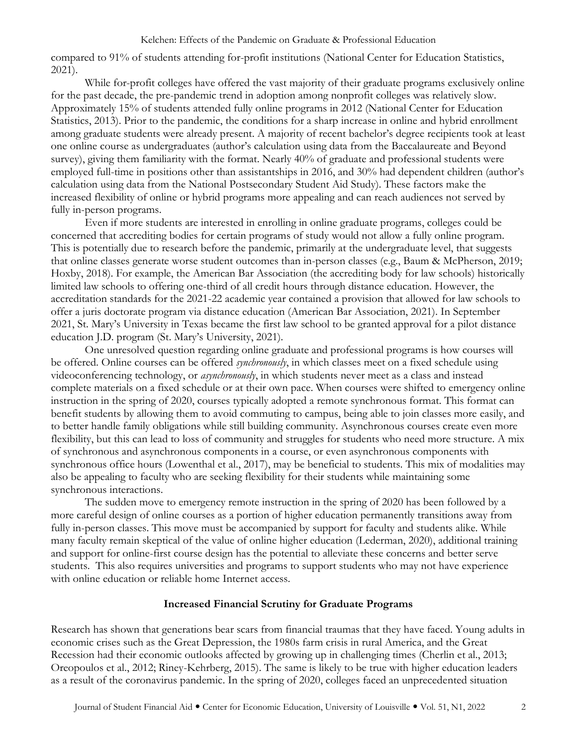compared to 91% of students attending for-profit institutions (National Center for Education Statistics, 2021).

While for-profit colleges have offered the vast majority of their graduate programs exclusively online for the past decade, the pre-pandemic trend in adoption among nonprofit colleges was relatively slow. Approximately 15% of students attended fully online programs in 2012 (National Center for Education Statistics, 2013). Prior to the pandemic, the conditions for a sharp increase in online and hybrid enrollment among graduate students were already present. A majority of recent bachelor's degree recipients took at least one online course as undergraduates (author's calculation using data from the Baccalaureate and Beyond survey), giving them familiarity with the format. Nearly 40% of graduate and professional students were employed full-time in positions other than assistantships in 2016, and 30% had dependent children (author's calculation using data from the National Postsecondary Student Aid Study). These factors make the increased flexibility of online or hybrid programs more appealing and can reach audiences not served by fully in-person programs.

Even if more students are interested in enrolling in online graduate programs, colleges could be concerned that accrediting bodies for certain programs of study would not allow a fully online program. This is potentially due to research before the pandemic, primarily at the undergraduate level, that suggests that online classes generate worse student outcomes than in-person classes (e.g., Baum & McPherson, 2019; Hoxby, 2018). For example, the American Bar Association (the accrediting body for law schools) historically limited law schools to offering one-third of all credit hours through distance education. However, the accreditation standards for the 2021-22 academic year contained a provision that allowed for law schools to offer a juris doctorate program via distance education (American Bar Association, 2021). In September 2021, St. Mary's University in Texas became the first law school to be granted approval for a pilot distance education J.D. program (St. Mary's University, 2021).

One unresolved question regarding online graduate and professional programs is how courses will be offered. Online courses can be offered *synchronously*, in which classes meet on a fixed schedule using videoconferencing technology, or *asynchronously*, in which students never meet as a class and instead complete materials on a fixed schedule or at their own pace. When courses were shifted to emergency online instruction in the spring of 2020, courses typically adopted a remote synchronous format. This format can benefit students by allowing them to avoid commuting to campus, being able to join classes more easily, and to better handle family obligations while still building community. Asynchronous courses create even more flexibility, but this can lead to loss of community and struggles for students who need more structure. A mix of synchronous and asynchronous components in a course, or even asynchronous components with synchronous office hours (Lowenthal et al., 2017), may be beneficial to students. This mix of modalities may also be appealing to faculty who are seeking flexibility for their students while maintaining some synchronous interactions.

The sudden move to emergency remote instruction in the spring of 2020 has been followed by a more careful design of online courses as a portion of higher education permanently transitions away from fully in-person classes. This move must be accompanied by support for faculty and students alike. While many faculty remain skeptical of the value of online higher education (Lederman, 2020), additional training and support for online-first course design has the potential to alleviate these concerns and better serve students. This also requires universities and programs to support students who may not have experience with online education or reliable home Internet access.

## Increased Financial Scrutiny for Graduate Programs

Research has shown that generations bear scars from financial traumas that they have faced. Young adults in economic crises such as the Great Depression, the 1980s farm crisis in rural America, and the Great Recession had their economic outlooks affected by growing up in challenging times (Cherlin et al., 2013; Oreopoulos et al., 2012; Riney-Kehrberg, 2015). The same is likely to be true with higher education leaders as a result of the coronavirus pandemic. In the spring of 2020, colleges faced an unprecedented situation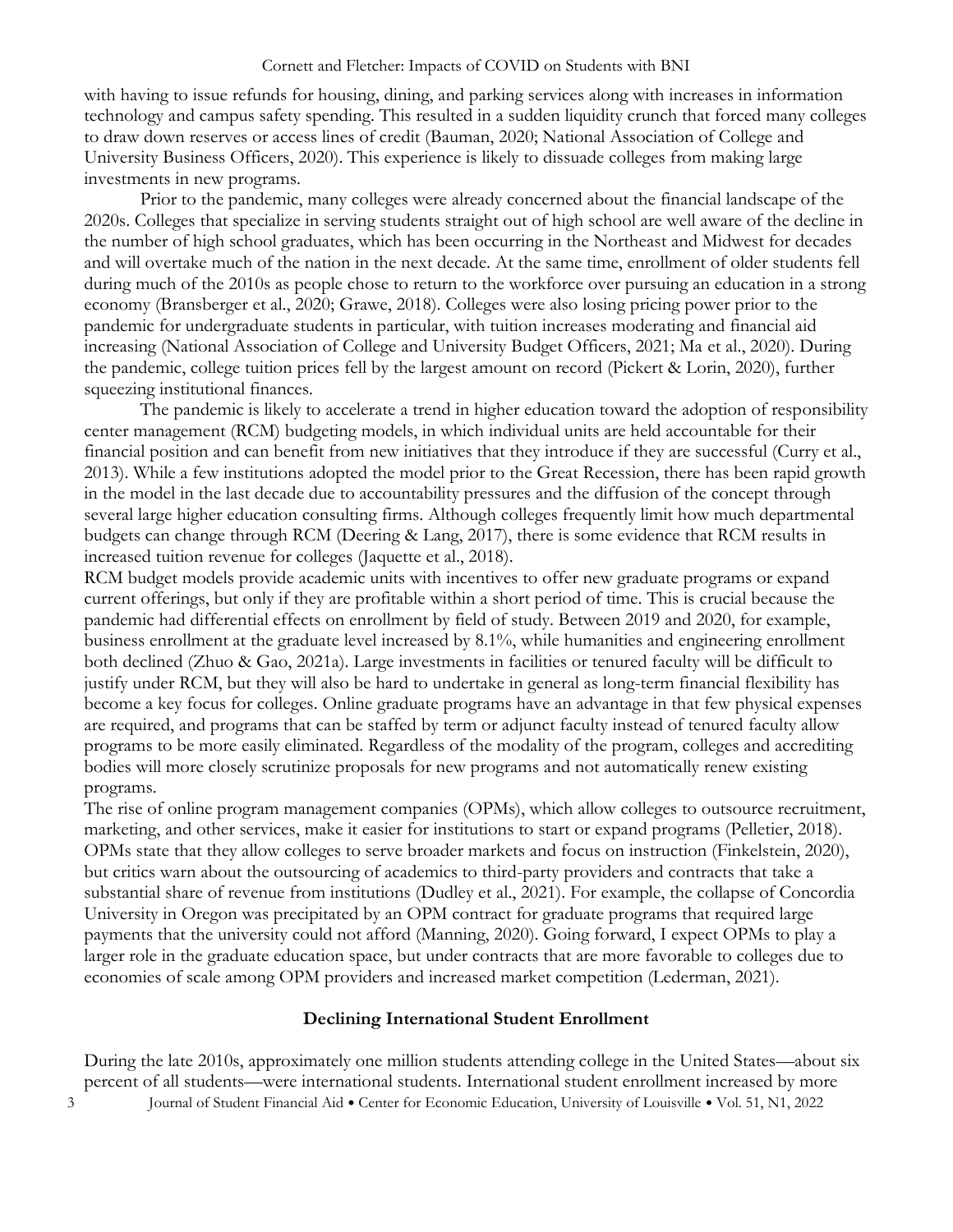with having to issue refunds for housing, dining, and parking services along with increases in information technology and campus safety spending. This resulted in a sudden liquidity crunch that forced many colleges to draw down reserves or access lines of credit (Bauman, 2020; National Association of College and University Business Officers, 2020). This experience is likely to dissuade colleges from making large investments in new programs.

Prior to the pandemic, many colleges were already concerned about the financial landscape of the 2020s. Colleges that specialize in serving students straight out of high school are well aware of the decline in the number of high school graduates, which has been occurring in the Northeast and Midwest for decades and will overtake much of the nation in the next decade. At the same time, enrollment of older students fell during much of the 2010s as people chose to return to the workforce over pursuing an education in a strong economy (Bransberger et al., 2020; Grawe, 2018). Colleges were also losing pricing power prior to the pandemic for undergraduate students in particular, with tuition increases moderating and financial aid increasing (National Association of College and University Budget Officers, 2021; Ma et al., 2020). During the pandemic, college tuition prices fell by the largest amount on record (Pickert & Lorin, 2020), further squeezing institutional finances.

The pandemic is likely to accelerate a trend in higher education toward the adoption of responsibility center management (RCM) budgeting models, in which individual units are held accountable for their financial position and can benefit from new initiatives that they introduce if they are successful (Curry et al., 2013). While a few institutions adopted the model prior to the Great Recession, there has been rapid growth in the model in the last decade due to accountability pressures and the diffusion of the concept through several large higher education consulting firms. Although colleges frequently limit how much departmental budgets can change through RCM (Deering & Lang, 2017), there is some evidence that RCM results in increased tuition revenue for colleges (Jaquette et al., 2018).

RCM budget models provide academic units with incentives to offer new graduate programs or expand current offerings, but only if they are profitable within a short period of time. This is crucial because the pandemic had differential effects on enrollment by field of study. Between 2019 and 2020, for example, business enrollment at the graduate level increased by 8.1%, while humanities and engineering enrollment both declined (Zhuo & Gao, 2021a). Large investments in facilities or tenured faculty will be difficult to justify under RCM, but they will also be hard to undertake in general as long-term financial flexibility has become a key focus for colleges. Online graduate programs have an advantage in that few physical expenses are required, and programs that can be staffed by term or adjunct faculty instead of tenured faculty allow programs to be more easily eliminated. Regardless of the modality of the program, colleges and accrediting bodies will more closely scrutinize proposals for new programs and not automatically renew existing programs.

The rise of online program management companies (OPMs), which allow colleges to outsource recruitment, marketing, and other services, make it easier for institutions to start or expand programs (Pelletier, 2018). OPMs state that they allow colleges to serve broader markets and focus on instruction (Finkelstein, 2020), but critics warn about the outsourcing of academics to third-party providers and contracts that take a substantial share of revenue from institutions (Dudley et al., 2021). For example, the collapse of Concordia University in Oregon was precipitated by an OPM contract for graduate programs that required large payments that the university could not afford (Manning, 2020). Going forward, I expect OPMs to play a larger role in the graduate education space, but under contracts that are more favorable to colleges due to economies of scale among OPM providers and increased market competition (Lederman, 2021).

## Declining International Student Enrollment

During the late 2010s, approximately one million students attending college in the United States—about six percent of all students—were international students. International student enrollment increased by more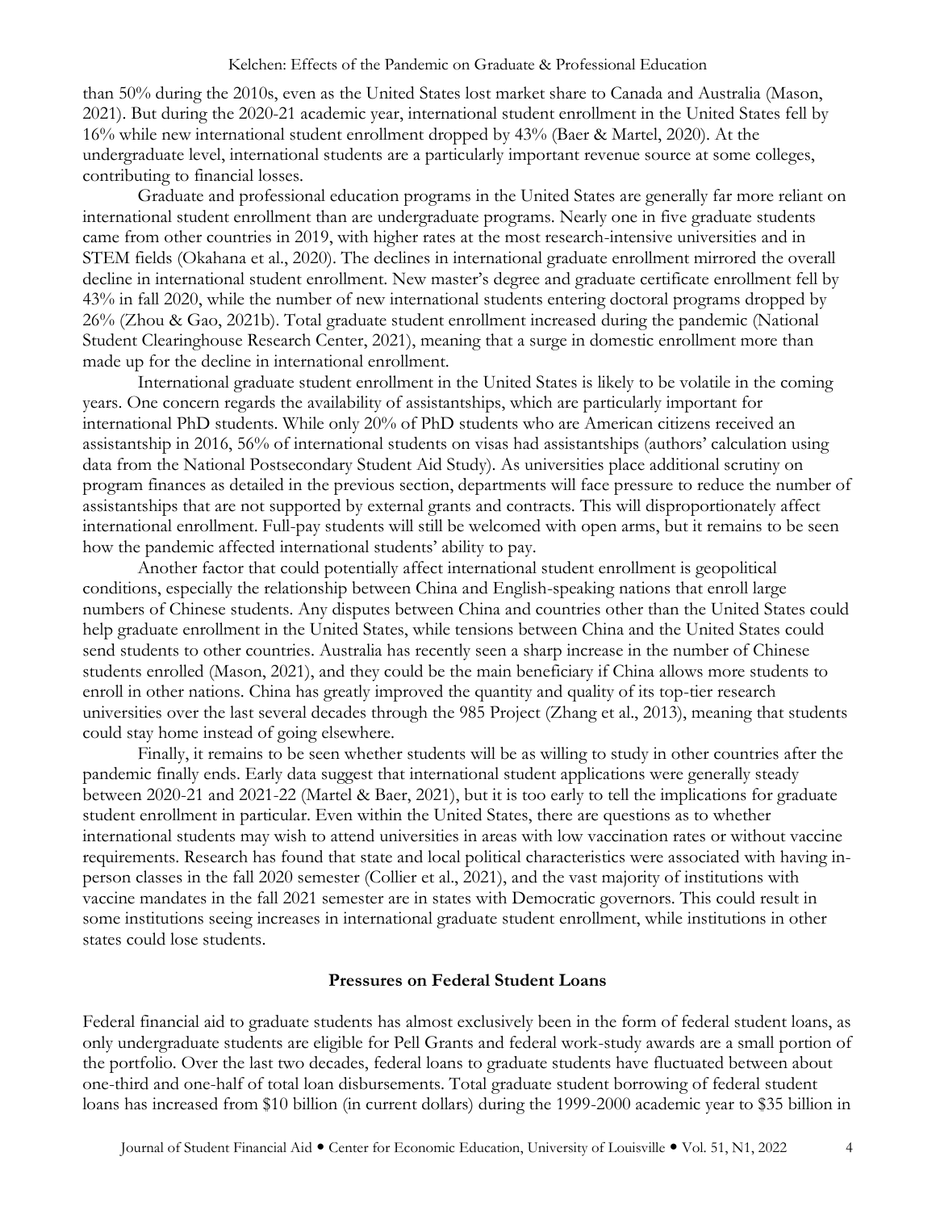than 50% during the 2010s, even as the United States lost market share to Canada and Australia (Mason, 2021). But during the 2020-21 academic year, international student enrollment in the United States fell by 16% while new international student enrollment dropped by 43% (Baer & Martel, 2020). At the undergraduate level, international students are a particularly important revenue source at some colleges, contributing to financial losses.

Graduate and professional education programs in the United States are generally far more reliant on international student enrollment than are undergraduate programs. Nearly one in five graduate students came from other countries in 2019, with higher rates at the most research-intensive universities and in STEM fields (Okahana et al., 2020). The declines in international graduate enrollment mirrored the overall decline in international student enrollment. New master's degree and graduate certificate enrollment fell by 43% in fall 2020, while the number of new international students entering doctoral programs dropped by 26% (Zhou & Gao, 2021b). Total graduate student enrollment increased during the pandemic (National Student Clearinghouse Research Center, 2021), meaning that a surge in domestic enrollment more than made up for the decline in international enrollment.

International graduate student enrollment in the United States is likely to be volatile in the coming years. One concern regards the availability of assistantships, which are particularly important for international PhD students. While only 20% of PhD students who are American citizens received an assistantship in 2016, 56% of international students on visas had assistantships (authors' calculation using data from the National Postsecondary Student Aid Study). As universities place additional scrutiny on program finances as detailed in the previous section, departments will face pressure to reduce the number of assistantships that are not supported by external grants and contracts. This will disproportionately affect international enrollment. Full-pay students will still be welcomed with open arms, but it remains to be seen how the pandemic affected international students' ability to pay.

Another factor that could potentially affect international student enrollment is geopolitical conditions, especially the relationship between China and English-speaking nations that enroll large numbers of Chinese students. Any disputes between China and countries other than the United States could help graduate enrollment in the United States, while tensions between China and the United States could send students to other countries. Australia has recently seen a sharp increase in the number of Chinese students enrolled (Mason, 2021), and they could be the main beneficiary if China allows more students to enroll in other nations. China has greatly improved the quantity and quality of its top-tier research universities over the last several decades through the 985 Project (Zhang et al., 2013), meaning that students could stay home instead of going elsewhere.

Finally, it remains to be seen whether students will be as willing to study in other countries after the pandemic finally ends. Early data suggest that international student applications were generally steady between 2020-21 and 2021-22 (Martel & Baer, 2021), but it is too early to tell the implications for graduate student enrollment in particular. Even within the United States, there are questions as to whether international students may wish to attend universities in areas with low vaccination rates or without vaccine requirements. Research has found that state and local political characteristics were associated with having in-person classes in the fall 2020 semester (Collier et al., 2021), and the vast majority of institutions with vaccine mandates in the fall 2021 semester are in states with Democratic governors. This could result in some institutions seeing increases in international graduate student enrollment, while institutions in other states could lose students.

## Pressures on Federal Student Loans

Federal financial aid to graduate students has almost exclusively been in the form of federal student loans, as only undergraduate students are eligible for Pell Grants and federal work-study awards are a small portion of the portfolio. Over the last two decades, federal loans to graduate students have fluctuated between about one-third and one-half of total loan disbursements. Total graduate student borrowing of federal student loans has increased from $10 billion (in current dollars) during the 1999-2000 academic year to $35 billion in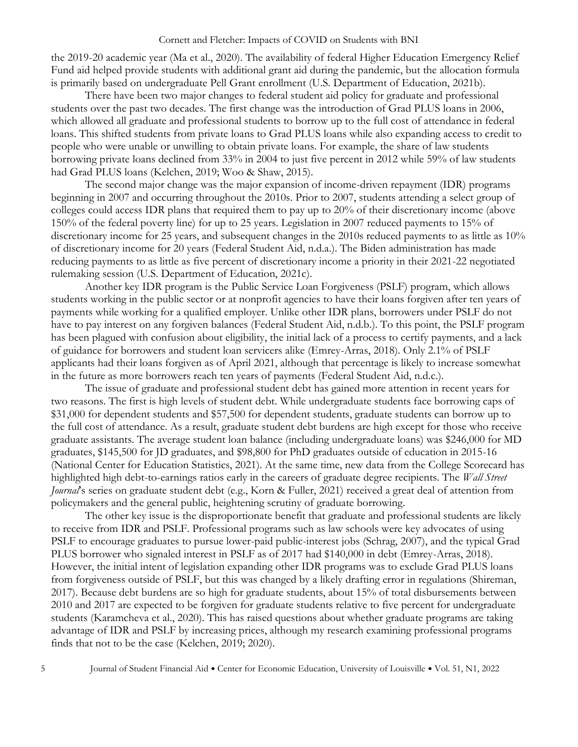the 2019-20 academic year (Ma et al., 2020). The availability of federal Higher Education Emergency Relief Fund aid helped provide students with additional grant aid during the pandemic, but the allocation formula is primarily based on undergraduate Pell Grant enrollment (U.S. Department of Education, 2021b).

There have been two major changes to federal student aid policy for graduate and professional students over the past two decades. The first change was the introduction of Grad PLUS loans in 2006, which allowed all graduate and professional students to borrow up to the full cost of attendance in federal loans. This shifted students from private loans to Grad PLUS loans while also expanding access to credit to people who were unable or unwilling to obtain private loans. For example, the share of law students borrowing private loans declined from 33% in 2004 to just five percent in 2012 while 59% of law students had Grad PLUS loans (Kelchen, 2019; Woo & Shaw, 2015).

The second major change was the major expansion of income-driven repayment (IDR) programs beginning in 2007 and occurring throughout the 2010s. Prior to 2007, students attending a select group of colleges could access IDR plans that required them to pay up to 20% of their discretionary income (above 150% of the federal poverty line) for up to 25 years. Legislation in 2007 reduced payments to 15% of discretionary income for 25 years, and subsequent changes in the 2010s reduced payments to as little as 10% of discretionary income for 20 years (Federal Student Aid, n.d.a.). The Biden administration has made reducing payments to as little as five percent of discretionary income a priority in their 2021-22 negotiated rulemaking session (U.S. Department of Education, 2021c).

Another key IDR program is the Public Service Loan Forgiveness (PSLF) program, which allows students working in the public sector or at nonprofit agencies to have their loans forgiven after ten years of payments while working for a qualified employer. Unlike other IDR plans, borrowers under PSLF do not have to pay interest on any forgiven balances (Federal Student Aid, n.d.b.). To this point, the PSLF program has been plagued with confusion about eligibility, the initial lack of a process to certify payments, and a lack of guidance for borrowers and student loan servicers alike (Emrey-Arras, 2018). Only 2.1% of PSLF applicants had their loans forgiven as of April 2021, although that percentage is likely to increase somewhat in the future as more borrowers reach ten years of payments (Federal Student Aid, n.d.c.).

The issue of graduate and professional student debt has gained more attention in recent years for two reasons. The first is high levels of student debt. While undergraduate students face borrowing caps of $31,000 for dependent students and $57,500 for dependent students, graduate students can borrow up to the full cost of attendance. As a result, graduate student debt burdens are high except for those who receive graduate assistants. The average student loan balance (including undergraduate loans) was $246,000 for MD graduates, $145,500 for JD graduates, and $98,800 for PhD graduates outside of education in 2015-16 (National Center for Education Statistics, 2021). At the same time, new data from the College Scorecard has highlighted high debt-to-earnings ratios early in the careers of graduate degree recipients. The *Wall Street Journal*'s series on graduate student debt (e.g., Korn & Fuller, 2021) received a great deal of attention from policymakers and the general public, heightening scrutiny of graduate borrowing.

The other key issue is the disproportionate benefit that graduate and professional students are likely to receive from IDR and PSLF. Professional programs such as law schools were key advocates of using PSLF to encourage graduates to pursue lower-paid public-interest jobs (Schrag, 2007), and the typical Grad PLUS borrower who signaled interest in PSLF as of 2017 had $140,000 in debt (Emrey-Arras, 2018). However, the initial intent of legislation expanding other IDR programs was to exclude Grad PLUS loans from forgiveness outside of PSLF, but this was changed by a likely drafting error in regulations (Shireman, 2017). Because debt burdens are so high for graduate students, about 15% of total disbursements between 2010 and 2017 are expected to be forgiven for graduate students relative to five percent for undergraduate students (Karamcheva et al., 2020). This has raised questions about whether graduate programs are taking advantage of IDR and PSLF by increasing prices, although my research examining professional programs finds that not to be the case (Kelchen, 2019; 2020).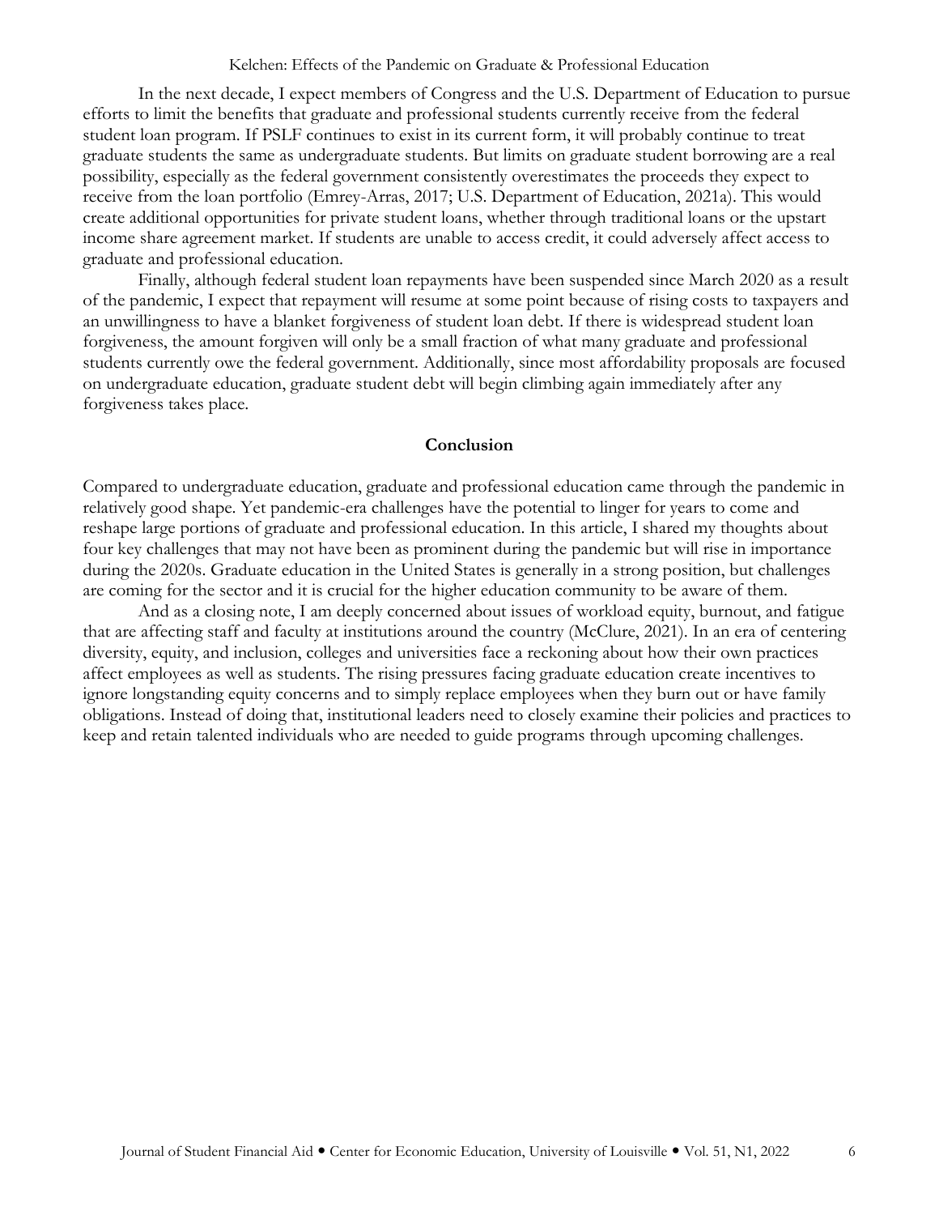In the next decade, I expect members of Congress and the U.S. Department of Education to pursue efforts to limit the benefits that graduate and professional students currently receive from the federal student loan program. If PSLF continues to exist in its current form, it will probably continue to treat graduate students the same as undergraduate students. But limits on graduate student borrowing are a real possibility, especially as the federal government consistently overestimates the proceeds they expect to receive from the loan portfolio (Emrey-Arras, 2017; U.S. Department of Education, 2021a). This would create additional opportunities for private student loans, whether through traditional loans or the upstart income share agreement market. If students are unable to access credit, it could adversely affect access to graduate and professional education.

Finally, although federal student loan repayments have been suspended since March 2020 as a result of the pandemic, I expect that repayment will resume at some point because of rising costs to taxpayers and an unwillingness to have a blanket forgiveness of student loan debt. If there is widespread student loan forgiveness, the amount forgiven will only be a small fraction of what many graduate and professional students currently owe the federal government. Additionally, since most affordability proposals are focused on undergraduate education, graduate student debt will begin climbing again immediately after any forgiveness takes place.

## Conclusion

Compared to undergraduate education, graduate and professional education came through the pandemic in relatively good shape. Yet pandemic-era challenges have the potential to linger for years to come and reshape large portions of graduate and professional education. In this article, I shared my thoughts about four key challenges that may not have been as prominent during the pandemic but will rise in importance during the 2020s. Graduate education in the United States is generally in a strong position, but challenges are coming for the sector and it is crucial for the higher education community to be aware of them.

And as a closing note, I am deeply concerned about issues of workload equity, burnout, and fatigue that are affecting staff and faculty at institutions around the country (McClure, 2021). In an era of centering diversity, equity, and inclusion, colleges and universities face a reckoning about how their own practices affect employees as well as students. The rising pressures facing graduate education create incentives to ignore longstanding equity concerns and to simply replace employees when they burn out or have family obligations. Instead of doing that, institutional leaders need to closely examine their policies and practices to keep and retain talented individuals who are needed to guide programs through upcoming challenges.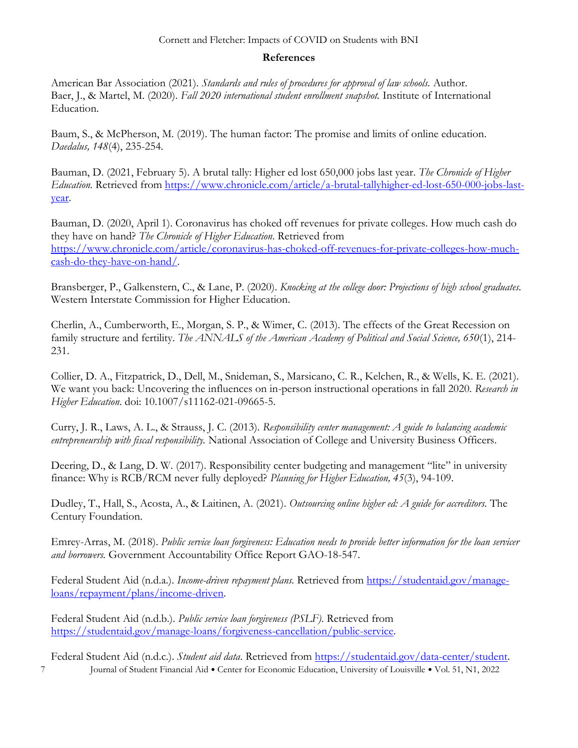## References

American Bar Association (2021). *Standards and rules of procedures for approval of law schools.* Author.
Baer, J., & Martel, M. (2020). *Fall 2020 international student enrollment snapshot.* Institute of International Education.

Baum, S., & McPherson, M. (2019). The human factor: The promise and limits of online education. *Daedalus, 148*(4), 235-254.

Bauman, D. (2021, February 5). A brutal tally: Higher ed lost 650,000 jobs last year. *The Chronicle of Higher Education.* Retrieved from https://www.chronicle.com/article/a-brutal-tallyhigher-ed-lost-650-000-jobs-last-year.

Bauman, D. (2020, April 1). Coronavirus has choked off revenues for private colleges. How much cash do they have on hand? *The Chronicle of Higher Education*. Retrieved from https://www.chronicle.com/article/coronavirus-has-choked-off-revenues-for-private-colleges-how-much-cash-do-they-have-on-hand/.

Bransberger, P., Galkenstern, C., & Lane, P. (2020). *Knocking at the college door: Projections of high school graduates.* Western Interstate Commission for Higher Education.

Cherlin, A., Cumberworth, E., Morgan, S. P., & Wimer, C. (2013). The effects of the Great Recession on family structure and fertility. *The ANNALS of the American Academy of Political and Social Science, 650*(1), 214-231.

Collier, D. A., Fitzpatrick, D., Dell, M., Snideman, S., Marsicano, C. R., Kelchen, R., & Wells, K. E. (2021). We want you back: Uncovering the influences on in-person instructional operations in fall 2020. *Research in Higher Education*. doi: 10.1007/s11162-021-09665-5.

Curry, J. R., Laws, A. L., & Strauss, J. C. (2013). *Responsibility center management: A guide to balancing academic entrepreneurship with fiscal responsibility.* National Association of College and University Business Officers.

Deering, D., & Lang, D. W. (2017). Responsibility center budgeting and management "lite" in university finance: Why is RCB/RCM never fully deployed? *Planning for Higher Education, 45*(3), 94-109.

Dudley, T., Hall, S., Acosta, A., & Laitinen, A. (2021). *Outsourcing online higher ed: A guide for accreditors.* The Century Foundation.

Emrey-Arras, M. (2018). *Public service loan forgiveness: Education needs to provide better information for the loan servicer and borrowers.* Government Accountability Office Report GAO-18-547.

Federal Student Aid (n.d.a.). *Income-driven repayment plans.* Retrieved from https://studentaid.gov/manage-loans/repayment/plans/income-driven.

Federal Student Aid (n.d.b.). *Public service loan forgiveness (PSLF).* Retrieved from https://studentaid.gov/manage-loans/forgiveness-cancellation/public-service.

Federal Student Aid (n.d.c.). *Student aid data*. Retrieved from https://studentaid.gov/data-center/student.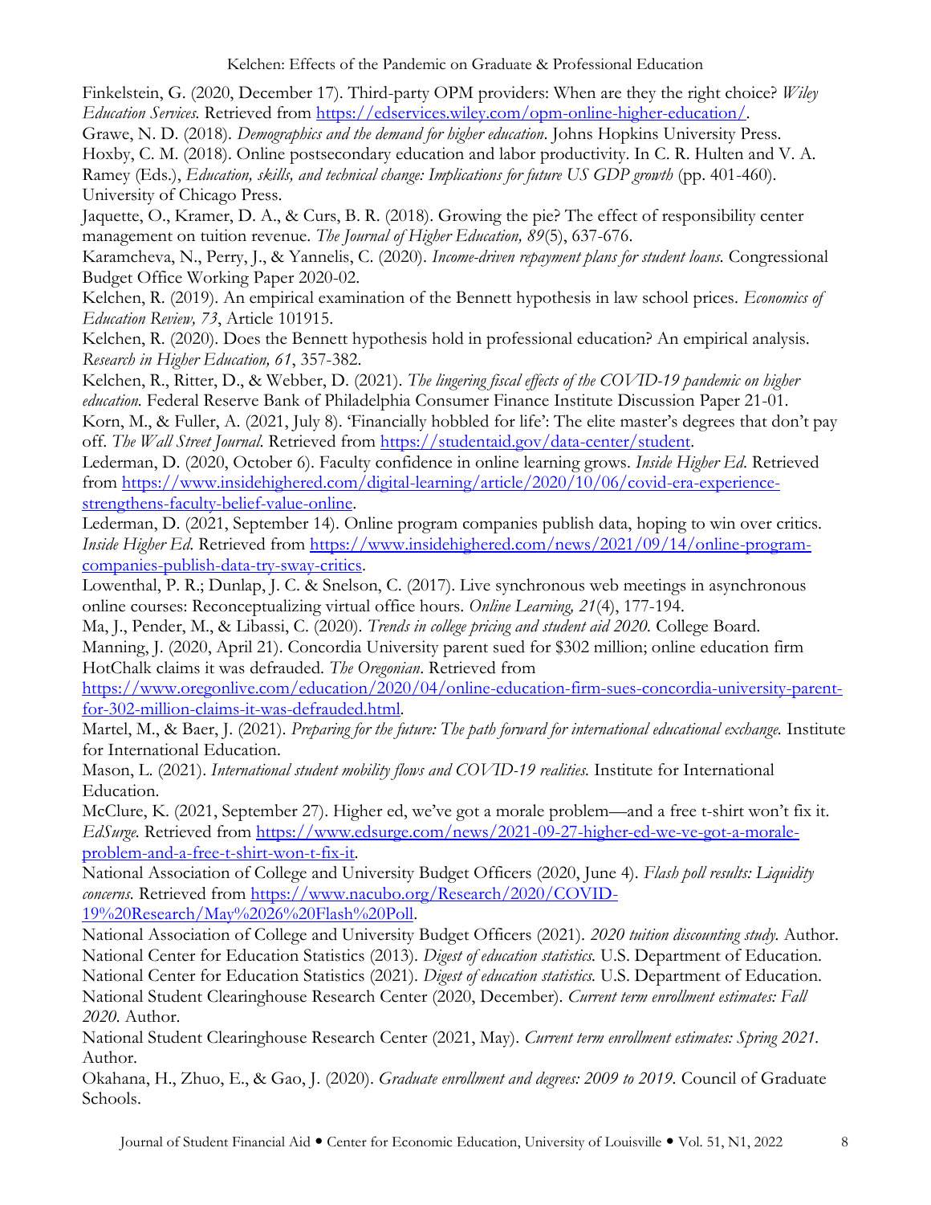Finkelstein, G. (2020, December 17). Third-party OPM providers: When are they the right choice? *Wiley Education Services.* Retrieved from https://edservices.wiley.com/opm-online-higher-education/.

Grawe, N. D. (2018). *Demographics and the demand for higher education*. Johns Hopkins University Press.

Hoxby, C. M. (2018). Online postsecondary education and labor productivity. In C. R. Hulten and V. A. Ramey (Eds.), *Education, skills, and technical change: Implications for future US GDP growth* (pp. 401-460). University of Chicago Press.

Jaquette, O., Kramer, D. A., & Curs, B. R. (2018). Growing the pie? The effect of responsibility center management on tuition revenue. *The Journal of Higher Education, 89*(5), 637-676.

Karamcheva, N., Perry, J., & Yannelis, C. (2020). *Income-driven repayment plans for student loans.* Congressional Budget Office Working Paper 2020-02.

Kelchen, R. (2019). An empirical examination of the Bennett hypothesis in law school prices. *Economics of Education Review, 73*, Article 101915.

Kelchen, R. (2020). Does the Bennett hypothesis hold in professional education? An empirical analysis. *Research in Higher Education, 61*, 357-382.

Kelchen, R., Ritter, D., & Webber, D. (2021). *The lingering fiscal effects of the COVID-19 pandemic on higher education.* Federal Reserve Bank of Philadelphia Consumer Finance Institute Discussion Paper 21-01.

Korn, M., & Fuller, A. (2021, July 8). 'Financially hobbled for life': The elite master's degrees that don't pay off. *The Wall Street Journal.* Retrieved from https://studentaid.gov/data-center/student.

Lederman, D. (2020, October 6). Faculty confidence in online learning grows. *Inside Higher Ed.* Retrieved from https://www.insidehighered.com/digital-learning/article/2020/10/06/covid-era-experience-strengthens-faculty-belief-value-online.

Lederman, D. (2021, September 14). Online program companies publish data, hoping to win over critics. *Inside Higher Ed.* Retrieved from https://www.insidehighered.com/news/2021/09/14/online-program-companies-publish-data-try-sway-critics.

Lowenthal, P. R.; Dunlap, J. C. & Snelson, C. (2017). Live synchronous web meetings in asynchronous online courses: Reconceptualizing virtual office hours. *Online Learning, 21*(4), 177-194.

Ma, J., Pender, M., & Libassi, C. (2020). *Trends in college pricing and student aid 2020.* College Board.

Manning, J. (2020, April 21). Concordia University parent sued for $302 million; online education firm HotChalk claims it was defrauded. *The Oregonian*. Retrieved from https://www.oregonlive.com/education/2020/04/online-education-firm-sues-concordia-university-parent-for-302-million-claims-it-was-defrauded.html.

Martel, M., & Baer, J. (2021). *Preparing for the future: The path forward for international educational exchange.* Institute for International Education.

Mason, L. (2021). *International student mobility flows and COVID-19 realities.* Institute for International Education.

McClure, K. (2021, September 27). Higher ed, we've got a morale problem—and a free t-shirt won't fix it. *EdSurge.* Retrieved from https://www.edsurge.com/news/2021-09-27-higher-ed-we-ve-got-a-morale-problem-and-a-free-t-shirt-won-t-fix-it.

National Association of College and University Budget Officers (2020, June 4). *Flash poll results: Liquidity concerns*. Retrieved from https://www.nacubo.org/Research/2020/COVID-19%20Research/May%2026%20Flash%20Poll.

National Association of College and University Budget Officers (2021). *2020 tuition discounting study.* Author.

National Center for Education Statistics (2013). *Digest of education statistics.* U.S. Department of Education.

National Center for Education Statistics (2021). *Digest of education statistics.* U.S. Department of Education.

National Student Clearinghouse Research Center (2020, December). *Current term enrollment estimates: Fall 2020.* Author.

National Student Clearinghouse Research Center (2021, May). *Current term enrollment estimates: Spring 2021.* Author.

Okahana, H., Zhuo, E., & Gao, J. (2020). *Graduate enrollment and degrees: 2009 to 2019.* Council of Graduate Schools.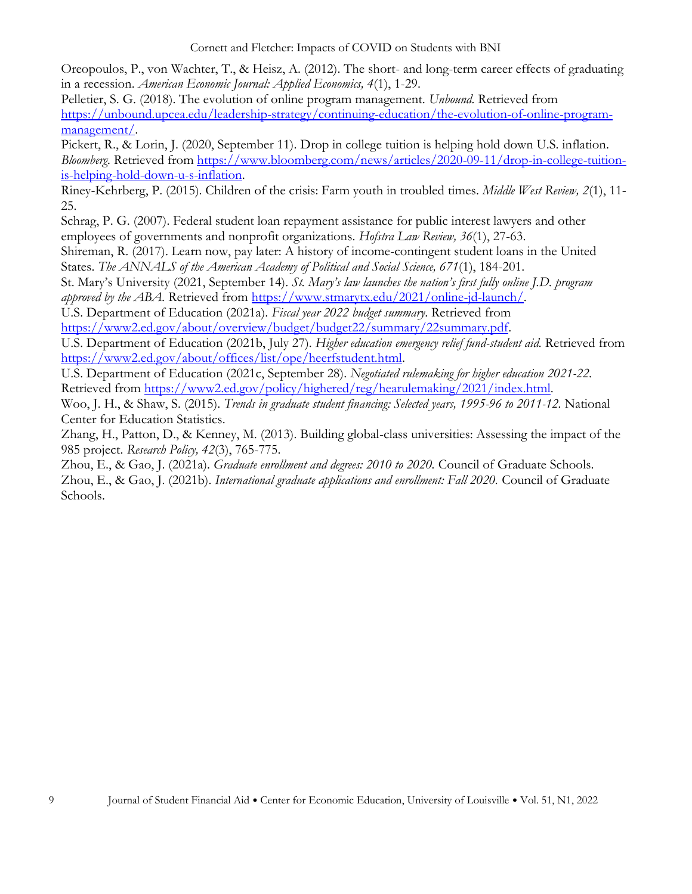Oreopoulos, P., von Wachter, T., & Heisz, A. (2012). The short- and long-term career effects of graduating in a recession. *American Economic Journal: Applied Economics, 4*(1), 1-29.

Pelletier, S. G. (2018). The evolution of online program management. *Unbound.* Retrieved from https://unbound.upcea.edu/leadership-strategy/continuing-education/the-evolution-of-online-program-management/.

Pickert, R., & Lorin, J. (2020, September 11). Drop in college tuition is helping hold down U.S. inflation. *Bloomberg.* Retrieved from https://www.bloomberg.com/news/articles/2020-09-11/drop-in-college-tuition-is-helping-hold-down-u-s-inflation.

Riney-Kehrberg, P. (2015). Children of the crisis: Farm youth in troubled times. *Middle West Review, 2*(1), 11-25.

Schrag, P. G. (2007). Federal student loan repayment assistance for public interest lawyers and other employees of governments and nonprofit organizations. *Hofstra Law Review, 36*(1), 27-63.

Shireman, R. (2017). Learn now, pay later: A history of income-contingent student loans in the United States. *The ANNALS of the American Academy of Political and Social Science, 671*(1), 184-201.

St. Mary's University (2021, September 14). *St. Mary's law launches the nation's first fully online J.D. program approved by the ABA.* Retrieved from https://www.stmarytx.edu/2021/online-jd-launch/.

U.S. Department of Education (2021a). *Fiscal year 2022 budget summary.* Retrieved from https://www2.ed.gov/about/overview/budget/budget22/summary/22summary.pdf.

U.S. Department of Education (2021b, July 27). *Higher education emergency relief fund-student aid.* Retrieved from https://www2.ed.gov/about/offices/list/ope/heerfstudent.html.

U.S. Department of Education (2021c, September 28). *Negotiated rulemaking for higher education 2021-22.* Retrieved from https://www2.ed.gov/policy/highered/reg/hearulemaking/2021/index.html.

Woo, J. H., & Shaw, S. (2015). *Trends in graduate student financing: Selected years, 1995-96 to 2011-12.* National Center for Education Statistics.

Zhang, H., Patton, D., & Kenney, M. (2013). Building global-class universities: Assessing the impact of the 985 project. *Research Policy, 42*(3), 765-775.

Zhou, E., & Gao, J. (2021a). *Graduate enrollment and degrees: 2010 to 2020.* Council of Graduate Schools.

Zhou, E., & Gao, J. (2021b). *International graduate applications and enrollment: Fall 2020.* Council of Graduate Schools.